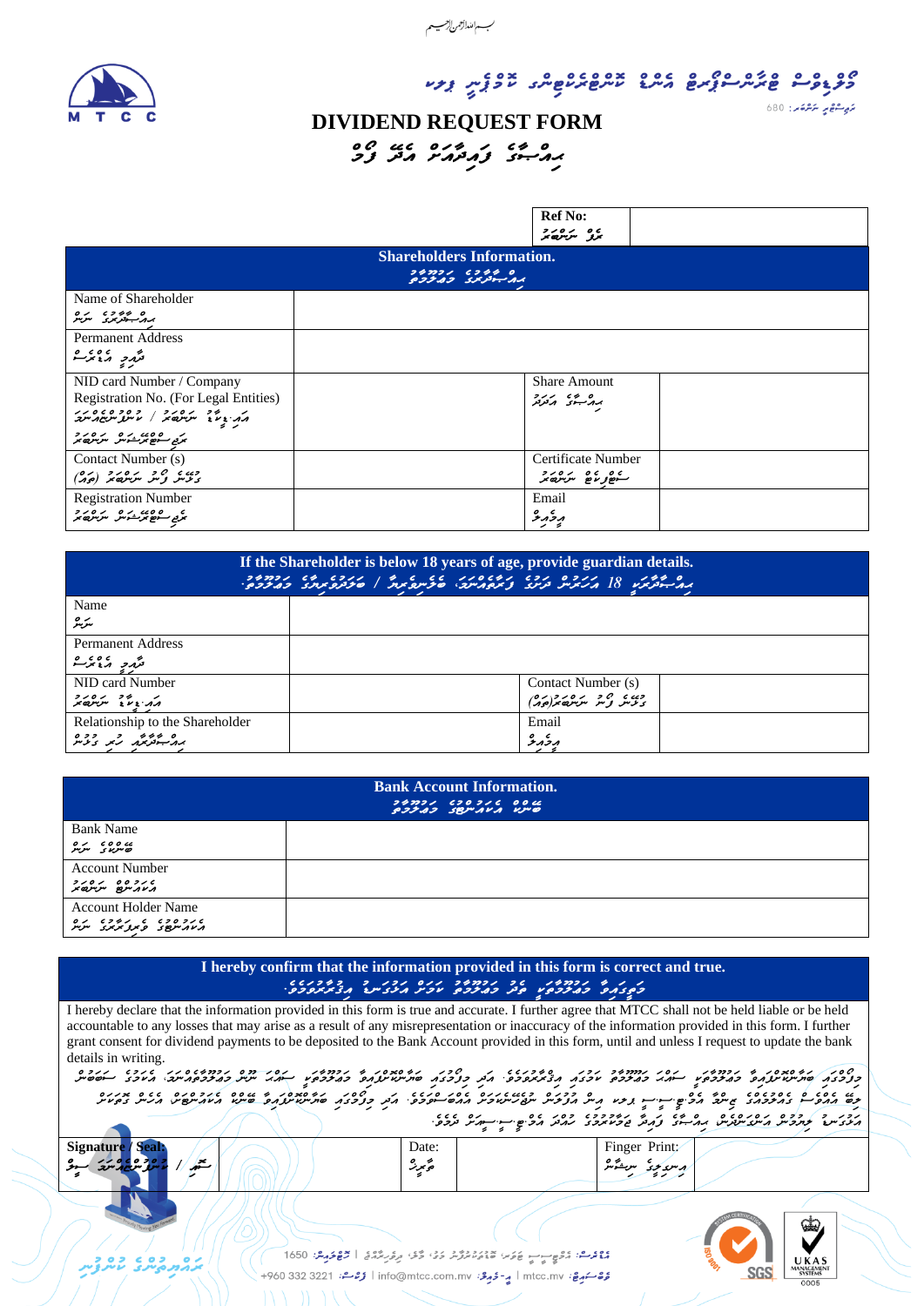بسم الله الرحمن الرحيم

މޯލްޑިވްސް ޓްރާންސްޕޯޓް އެންޑް ކޮންޓްރެކްޓިންގ ކޮމްޕެނީ ޕީއެލްސީ

ރަޖިސްޓްރީ ނަންބަރ: 680

# DIVIDEND REQUEST FORM

# ޑިވިޑެންޑް ރިކުއެސްޓް ފޯމު

| Ref No: ރެފް ނަންބަރު | |
|---|---|

| Shareholders Information. ހިއްސާދާރުގެ މަޢުލޫމާތު | | | |
|---|---|---|---|
| Name of Shareholder ހިއްސާދާރުގެ ނަން | | | |
| Permanent Address ދާއިމީ އެޑްރެސް | | | |
| NID card Number / Company Registration No. (For Legal Entities) އައި.ޑީ.ކާޑު ނަންބަރު / ކުންފުނިތަކަށް ރަޖިސްޓްރޭޝަން ނަންބަރު | | Share Amount ހިއްސާގެ އަދަދު | |
| Contact Number (s) ގުޅޭނެ ފޯނު ނަންބަރު (ތައް) | | Certificate Number ސެޓްފިކެޓް ނަންބަރު | |
| Registration Number ރަޖިސްޓްރޭޝަން ނަންބަރު | | Email އީމެއިލް | |

| If the Shareholder is below 18 years of age, provide guardian details. ހިއްސާދާރަކީ 18 އަހަރުން ދަށުގެ ކުއްޖެއްނަމަ، ބެލެނިވެރިޔާ / ގާނޫނީ ވަކީލުގެ މަޢުލޫމާތު | | | |
|---|---|---|---|
| Name ނަން | | | |
| Permanent Address ދާއިމީ އެޑްރެސް | | | |
| NID card Number އައި.ޑީ.ކާޑު ނަންބަރު | | Contact Number (s) ގުޅޭނެ ފޯނު ނަންބަރު (ތައް) | |
| Relationship to the Shareholder ހިއްސާދާރާ ހުރި ގުޅުން | | Email އީމެއިލް | |

| Bank Account Information. ބޭންކް އެކައުންޓްގެ މަޢުލޫމާތު | |
|---|---|
| Bank Name ބޭންކުގެ ނަން | |
| Account Number އެކައުންޓް ނަންބަރު | |
| Account Holder Name އެކައުންޓްގެ ވެރިފަރާތުގެ ނަން | |

**I hereby confirm that the information provided in this form is correct and true.**

މިފޯމުގައި ދީފައިވާ މަޢުލޫމާތަކީ ރަނގަޅު އަދި ތެދު މަޢުލޫމާތުކަން އިޤުރާރުވަމެވެ.

I hereby declare that the information provided in this form is true and accurate. I further agree that MTCC shall not be held liable or be held accountable to any losses that may arise as a result of any misrepresentation or inaccuracy of the information provided in this form. I further grant consent for dividend payments to be deposited to the Bank Account provided in this form, until and unless I request to update the bank details in writing.

މިފޯމުގައި ބަޔާންކޮށްފައިވާ މަޢުލޫމާތަކީ ތެދު އަދި ރަނގަޅު މަޢުލޫމާތުކަން އިޤުރާރުވަމެވެ. އަދި މިފޯމުގައި ބަޔާންކޮށްފައިވާ މަޢުލޫމާތުގައި ހުންނަ ކުށެއްގެ ސަބަބުން ދިމާވާ ގެއްލުމަކަށް އެމް.ޓީ.ސީ.ސީ އިން ޒިންމާ ނުވާނެކަން ޤަބޫލުކުރަމެވެ. އަދި މިފޯމުގައި ބަޔާންކޮށްފައިވާ ބޭންކް އެކައުންޓަށް ހިއްސާގެ ފައިދާ ޖަމާކުރުމަށް ރުހުން ދެމެވެ. ބޭންކް އެކައުންޓް ބަދަލުކުރަން ބޭނުންވާނަމަ ލިޔުމުން އެކަން އެންގުމަށް.

| Signature / Seal: ސޮއި / ކުންފުނީގެ ސީލު | | Date: ތާރީޚު | | Finger Print: އިނގިލީގެ ނިޝާން | |
|---|---|---|---|---|---|

ހެޑް އޮފީސް: މޯލްޑިވްސް ޓްރާންސްޕޯޓް އެންޑް ކޮންޓްރެކްޓިންގ ކޮމްޕެނީ، މާލެ، ދިވެހިރާއްޖެ | ޕޯސްޓްކޯޑް: 1650

+960 332 3221 :ފޯނު | info@mtcc.com.mv :އީ-މެއިލް | mtcc.mv :ވެބްސައިޓް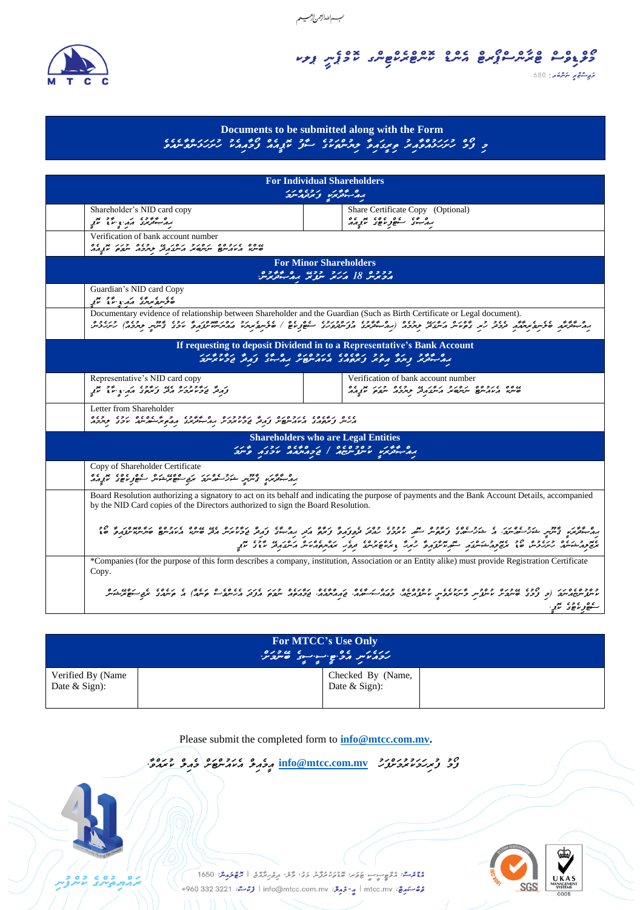بسم الله الرحمن الرحيم

# މޯލްޑިވްސް ޓްރާންސްޕޯޓް އެންޑް ކޮންޓްރެކްޓިންގ ކޮމްޕެނީ ޕީއެލްސީ

ރަޖިސްޓްރީ ނަންބަރު: 680

## Documents to be submitted along with the Form

| For Individual Shareholders | | | |
|---|---|---|---|
| | Shareholder's NID card copy | | Share Certificate Copy (Optional) |
| | Verification of bank account number | | |
| **For Minor Shareholders** | | | |
| | Guardian's NID card Copy | | |
| | Documentary evidence of relationship between Shareholder and the Guardian (Such as Birth Certificate or Legal document). | | |
| **If requesting to deposit Dividend in to a Representative's Bank Account** | | | |
| | Representative's NID card copy | | Verification of bank account number |
| | Letter from Shareholder | | |
| **Shareholders who are Legal Entities** | | | |
| | Copy of Shareholder Certificate | | |
| | Board Resolution authorizing a signatory to act on its behalf and indicating the purpose of payments and the Bank Account Details, accompanied by the NID Card copies of the Directors authorized to sign the Board Resolution. | | |
| | *Companies (for the purpose of this form describes a company, institution, Association or an Entity alike) must provide Registration Certificate Copy. | | |

## For MTCC's Use Only

| | | | |
|---|---|---|---|
| Verified By (Name Date & Sign): | | Checked By (Name, Date & Sign): | |

Please submit the completed form to **info@mtcc.com.mv**.

ފޯމް ފުރިހަމަކުރުމަށްފަހު info@mtcc.com.mv އީމެއިލް އެޑްރެހަށް ފޮނުއްވުން އެދެމެ.